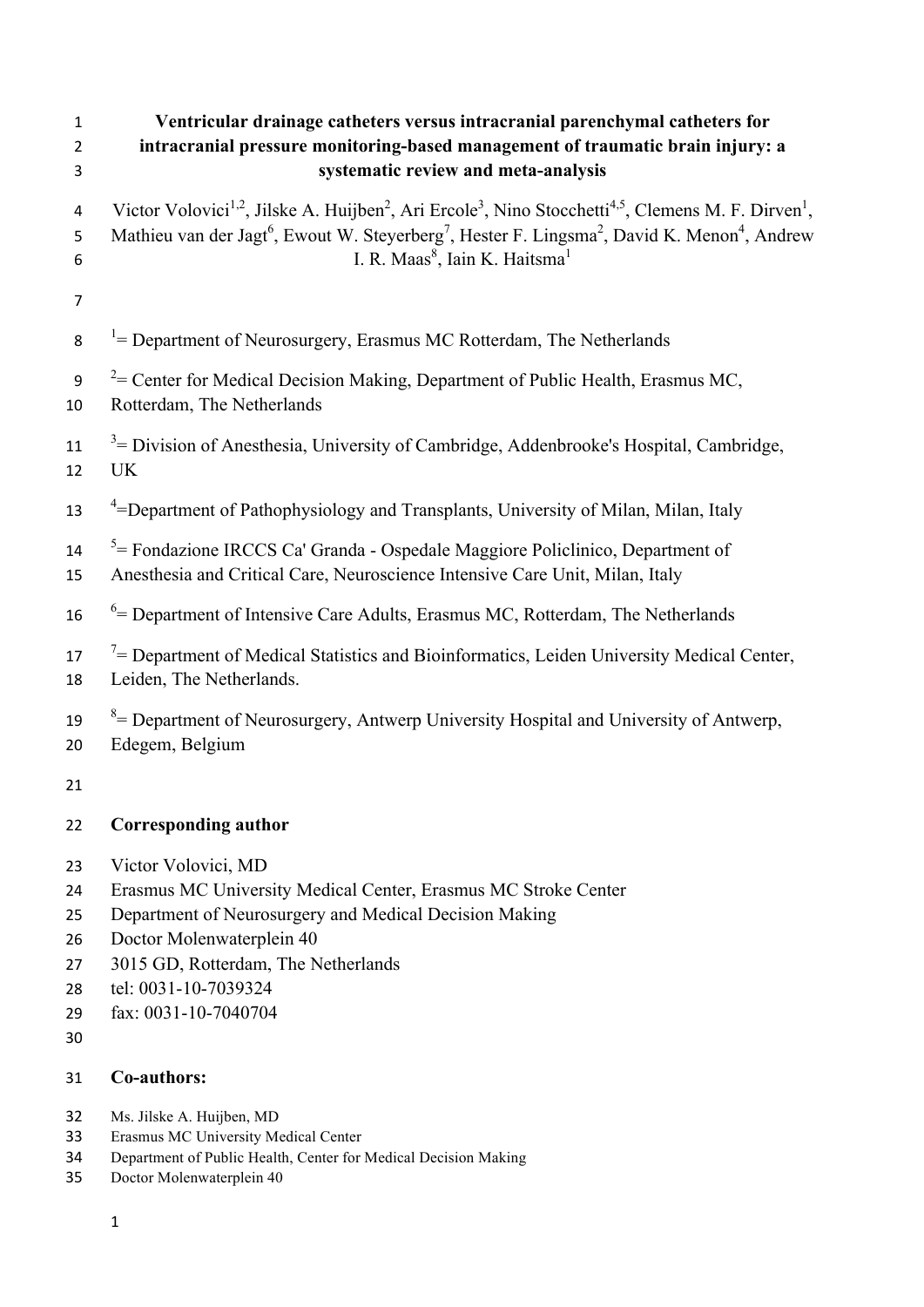# Ventricular drainage catheters versus intracranial parenchymal catheters for intracranial pressure monitoring-based management of traumatic brain injury: a systematic review and meta-analysis

Victor Volovici[1,2], Jilske A. Huijben[2], Ari Ercole[3], Nino Stocchetti[4,5], Clemens M. F. Dirven[1], Mathieu van der Jagt[6], Ewout W. Steyerberg[7], Hester F. Lingsma[2], David K. Menon[4], Andrew I. R. Maas[8], Iain K. Haitsma[1]

[1]= Department of Neurosurgery, Erasmus MC Rotterdam, The Netherlands

[2]= Center for Medical Decision Making, Department of Public Health, Erasmus MC, Rotterdam, The Netherlands

[3]= Division of Anesthesia, University of Cambridge, Addenbrooke's Hospital, Cambridge, UK

[4]=Department of Pathophysiology and Transplants, University of Milan, Milan, Italy

[5]= Fondazione IRCCS Ca' Granda - Ospedale Maggiore Policlinico, Department of Anesthesia and Critical Care, Neuroscience Intensive Care Unit, Milan, Italy

[6]= Department of Intensive Care Adults, Erasmus MC, Rotterdam, The Netherlands

[7]= Department of Medical Statistics and Bioinformatics, Leiden University Medical Center, Leiden, The Netherlands.

[8]= Department of Neurosurgery, Antwerp University Hospital and University of Antwerp, Edegem, Belgium

## Corresponding author

Victor Volovici, MD  
Erasmus MC University Medical Center, Erasmus MC Stroke Center  
Department of Neurosurgery and Medical Decision Making  
Doctor Molenwaterplein 40  
3015 GD, Rotterdam, The Netherlands  
tel: 0031-10-7039324  
fax: 0031-10-7040704

## Co-authors:

Ms. Jilske A. Huijben, MD  
Erasmus MC University Medical Center  
Department of Public Health, Center for Medical Decision Making  
Doctor Molenwaterplein 40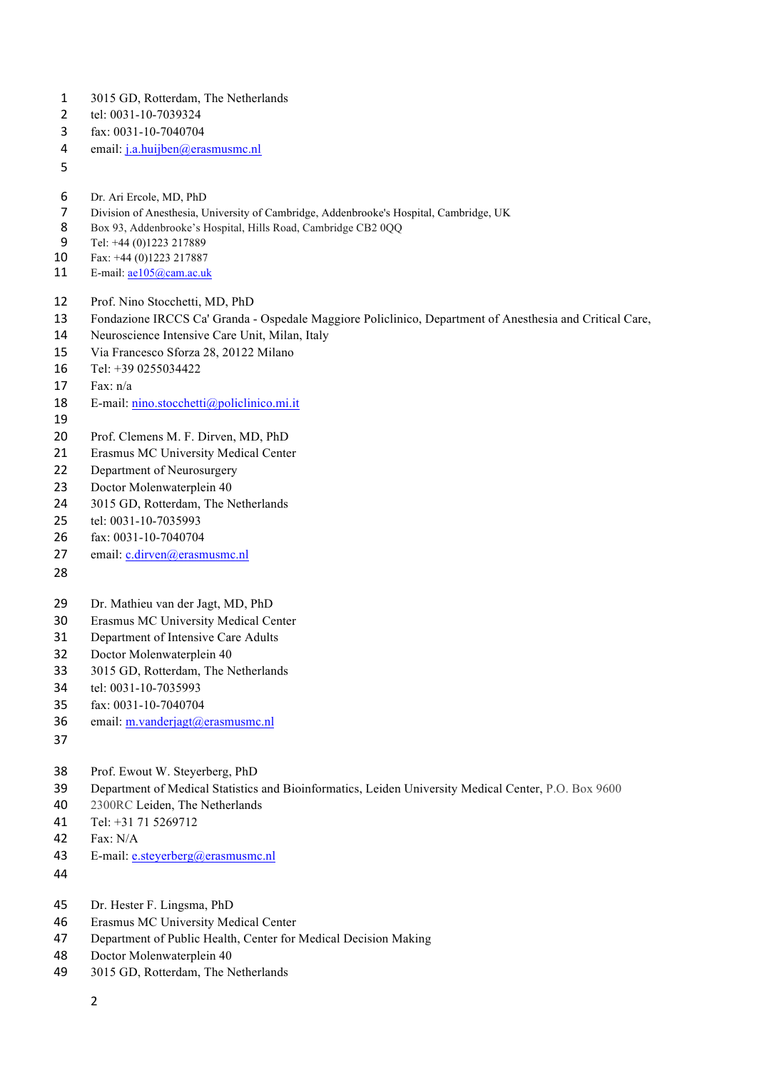3015 GD, Rotterdam, The Netherlands
tel: 0031-10-7039324
fax: 0031-10-7040704
email: j.a.huijben@erasmusmc.nl

Dr. Ari Ercole, MD, PhD
Division of Anesthesia, University of Cambridge, Addenbrooke's Hospital, Cambridge, UK
Box 93, Addenbrooke's Hospital, Hills Road, Cambridge CB2 0QQ
Tel: +44 (0)1223 217889
Fax: +44 (0)1223 217887
E-mail: ae105@cam.ac.uk

Prof. Nino Stocchetti, MD, PhD
Fondazione IRCCS Ca' Granda - Ospedale Maggiore Policlinico, Department of Anesthesia and Critical Care,
Neuroscience Intensive Care Unit, Milan, Italy
Via Francesco Sforza 28, 20122 Milano
Tel: +39 0255034422
Fax: n/a
E-mail: nino.stocchetti@policlinico.mi.it

Prof. Clemens M. F. Dirven, MD, PhD
Erasmus MC University Medical Center
Department of Neurosurgery
Doctor Molenwaterplein 40
3015 GD, Rotterdam, The Netherlands
tel: 0031-10-7035993
fax: 0031-10-7040704
email: c.dirven@erasmusmc.nl

Dr. Mathieu van der Jagt, MD, PhD
Erasmus MC University Medical Center
Department of Intensive Care Adults
Doctor Molenwaterplein 40
3015 GD, Rotterdam, The Netherlands
tel: 0031-10-7035993
fax: 0031-10-7040704
email: m.vanderjagt@erasmusmc.nl

Prof. Ewout W. Steyerberg, PhD
Department of Medical Statistics and Bioinformatics, Leiden University Medical Center, P.O. Box 9600
2300RC Leiden, The Netherlands
Tel: +31 71 5269712
Fax: N/A
E-mail: e.steyerberg@erasmusmc.nl

Dr. Hester F. Lingsma, PhD
Erasmus MC University Medical Center
Department of Public Health, Center for Medical Decision Making
Doctor Molenwaterplein 40
3015 GD, Rotterdam, The Netherlands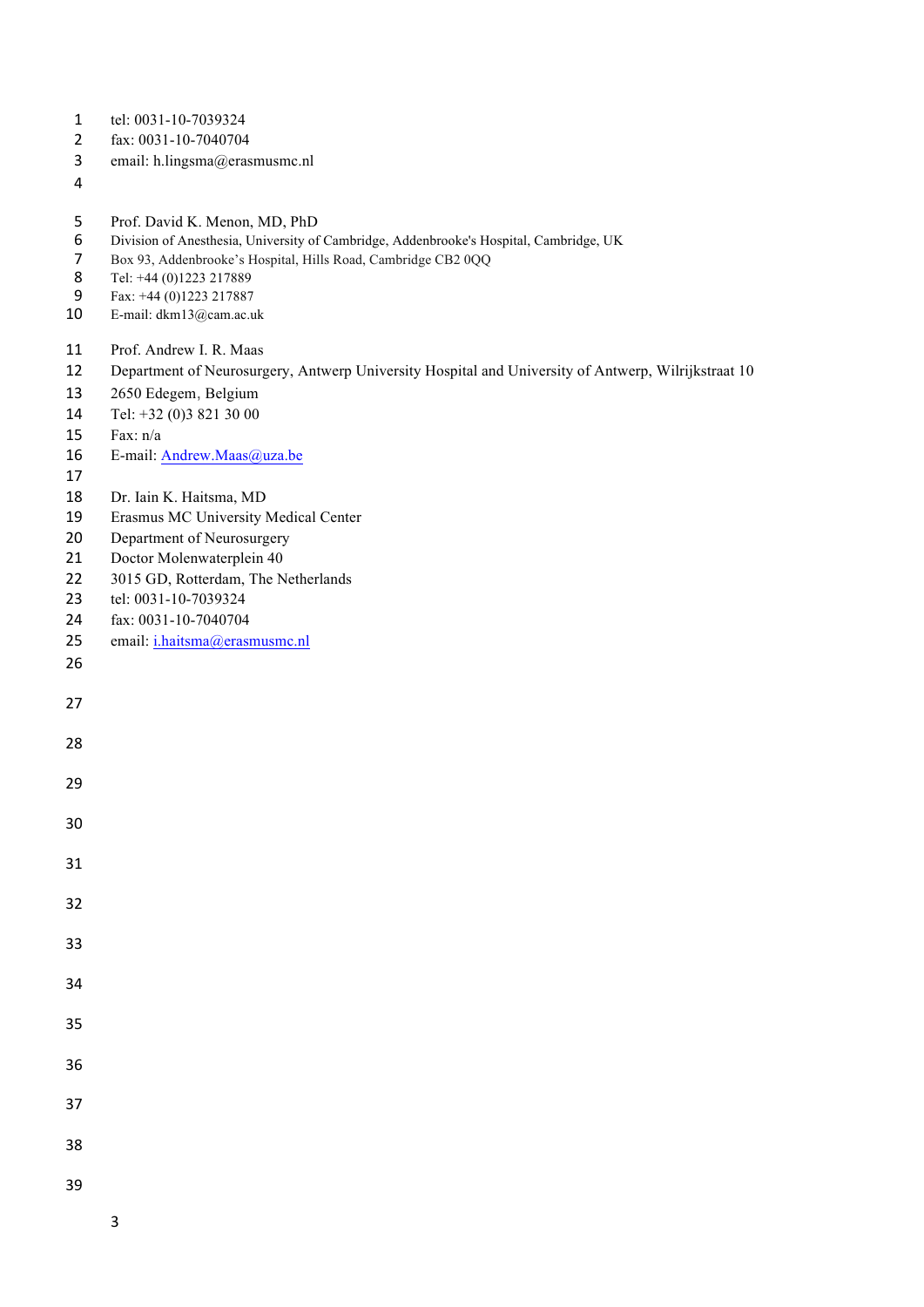tel: 0031-10-7039324
fax: 0031-10-7040704
email: h.lingsma@erasmusmc.nl

Prof. David K. Menon, MD, PhD
Division of Anesthesia, University of Cambridge, Addenbrooke's Hospital, Cambridge, UK
Box 93, Addenbrooke's Hospital, Hills Road, Cambridge CB2 0QQ
Tel: +44 (0)1223 217889
Fax: +44 (0)1223 217887
E-mail: dkm13@cam.ac.uk

Prof. Andrew I. R. Maas
Department of Neurosurgery, Antwerp University Hospital and University of Antwerp, Wilrijkstraat 10
2650 Edegem, Belgium
Tel: +32 (0)3 821 30 00
Fax: n/a
E-mail: Andrew.Maas@uza.be

Dr. Iain K. Haitsma, MD
Erasmus MC University Medical Center
Department of Neurosurgery
Doctor Molenwaterplein 40
3015 GD, Rotterdam, The Netherlands
tel: 0031-10-7039324
fax: 0031-10-7040704
email: i.haitsma@erasmusmc.nl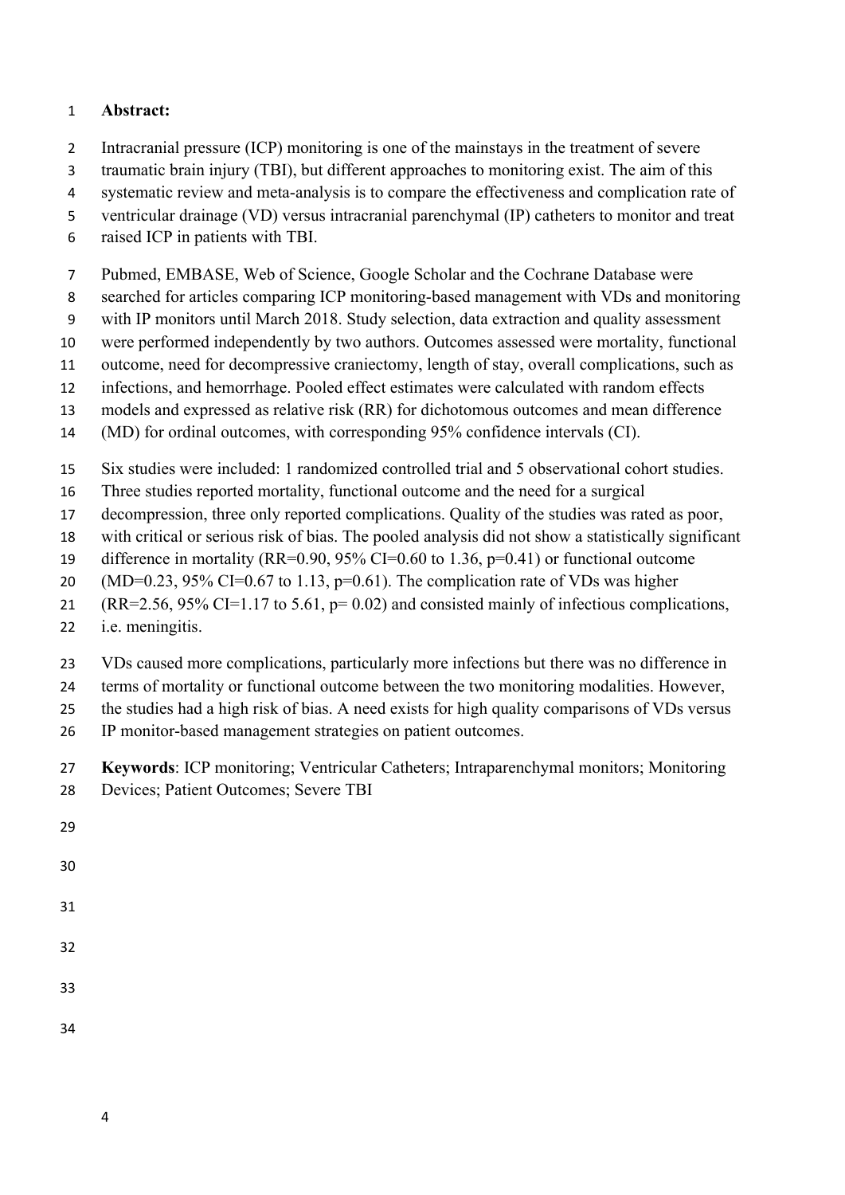**Abstract:**

Intracranial pressure (ICP) monitoring is one of the mainstays in the treatment of severe traumatic brain injury (TBI), but different approaches to monitoring exist. The aim of this systematic review and meta-analysis is to compare the effectiveness and complication rate of ventricular drainage (VD) versus intracranial parenchymal (IP) catheters to monitor and treat raised ICP in patients with TBI.

Pubmed, EMBASE, Web of Science, Google Scholar and the Cochrane Database were searched for articles comparing ICP monitoring-based management with VDs and monitoring with IP monitors until March 2018. Study selection, data extraction and quality assessment were performed independently by two authors. Outcomes assessed were mortality, functional outcome, need for decompressive craniectomy, length of stay, overall complications, such as infections, and hemorrhage. Pooled effect estimates were calculated with random effects models and expressed as relative risk (RR) for dichotomous outcomes and mean difference (MD) for ordinal outcomes, with corresponding 95% confidence intervals (CI).

Six studies were included: 1 randomized controlled trial and 5 observational cohort studies. Three studies reported mortality, functional outcome and the need for a surgical decompression, three only reported complications. Quality of the studies was rated as poor, with critical or serious risk of bias. The pooled analysis did not show a statistically significant difference in mortality (RR=0.90, 95% CI=0.60 to 1.36, p=0.41) or functional outcome (MD=0.23, 95% CI=0.67 to 1.13, p=0.61). The complication rate of VDs was higher (RR=2.56, 95% CI=1.17 to 5.61, p= 0.02) and consisted mainly of infectious complications, i.e. meningitis.

VDs caused more complications, particularly more infections but there was no difference in terms of mortality or functional outcome between the two monitoring modalities. However, the studies had a high risk of bias. A need exists for high quality comparisons of VDs versus IP monitor-based management strategies on patient outcomes.

**Keywords**: ICP monitoring; Ventricular Catheters; Intraparenchymal monitors; Monitoring Devices; Patient Outcomes; Severe TBI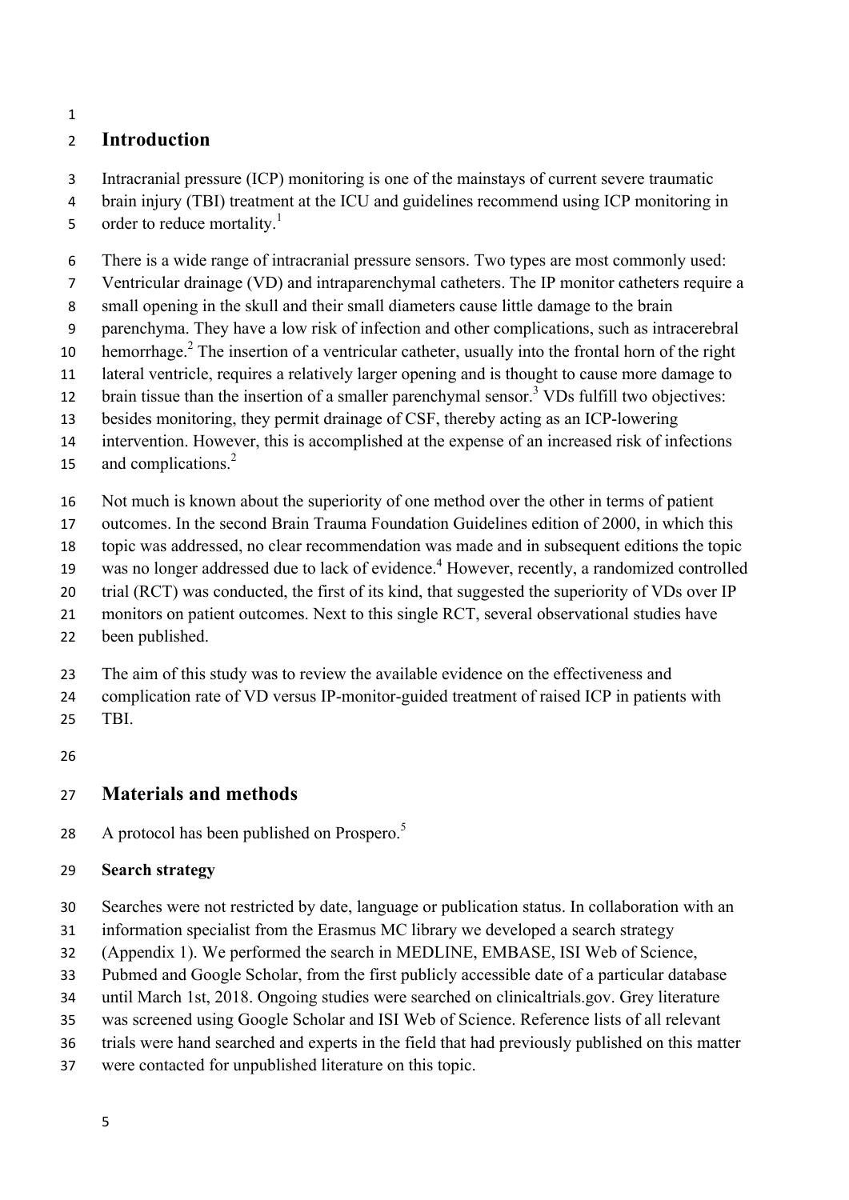## Introduction

Intracranial pressure (ICP) monitoring is one of the mainstays of current severe traumatic brain injury (TBI) treatment at the ICU and guidelines recommend using ICP monitoring in order to reduce mortality.[1]

There is a wide range of intracranial pressure sensors. Two types are most commonly used: Ventricular drainage (VD) and intraparenchymal catheters. The IP monitor catheters require a small opening in the skull and their small diameters cause little damage to the brain parenchyma. They have a low risk of infection and other complications, such as intracerebral hemorrhage.[2] The insertion of a ventricular catheter, usually into the frontal horn of the right lateral ventricle, requires a relatively larger opening and is thought to cause more damage to brain tissue than the insertion of a smaller parenchymal sensor.[3] VDs fulfill two objectives: besides monitoring, they permit drainage of CSF, thereby acting as an ICP-lowering intervention. However, this is accomplished at the expense of an increased risk of infections and complications.[2]

Not much is known about the superiority of one method over the other in terms of patient outcomes. In the second Brain Trauma Foundation Guidelines edition of 2000, in which this topic was addressed, no clear recommendation was made and in subsequent editions the topic was no longer addressed due to lack of evidence.[4] However, recently, a randomized controlled trial (RCT) was conducted, the first of its kind, that suggested the superiority of VDs over IP monitors on patient outcomes. Next to this single RCT, several observational studies have been published.

The aim of this study was to review the available evidence on the effectiveness and complication rate of VD versus IP-monitor-guided treatment of raised ICP in patients with TBI.

## Materials and methods

A protocol has been published on Prospero.[5]

### Search strategy

Searches were not restricted by date, language or publication status. In collaboration with an information specialist from the Erasmus MC library we developed a search strategy (Appendix 1). We performed the search in MEDLINE, EMBASE, ISI Web of Science, Pubmed and Google Scholar, from the first publicly accessible date of a particular database until March 1st, 2018. Ongoing studies were searched on clinicaltrials.gov. Grey literature was screened using Google Scholar and ISI Web of Science. Reference lists of all relevant trials were hand searched and experts in the field that had previously published on this matter were contacted for unpublished literature on this topic.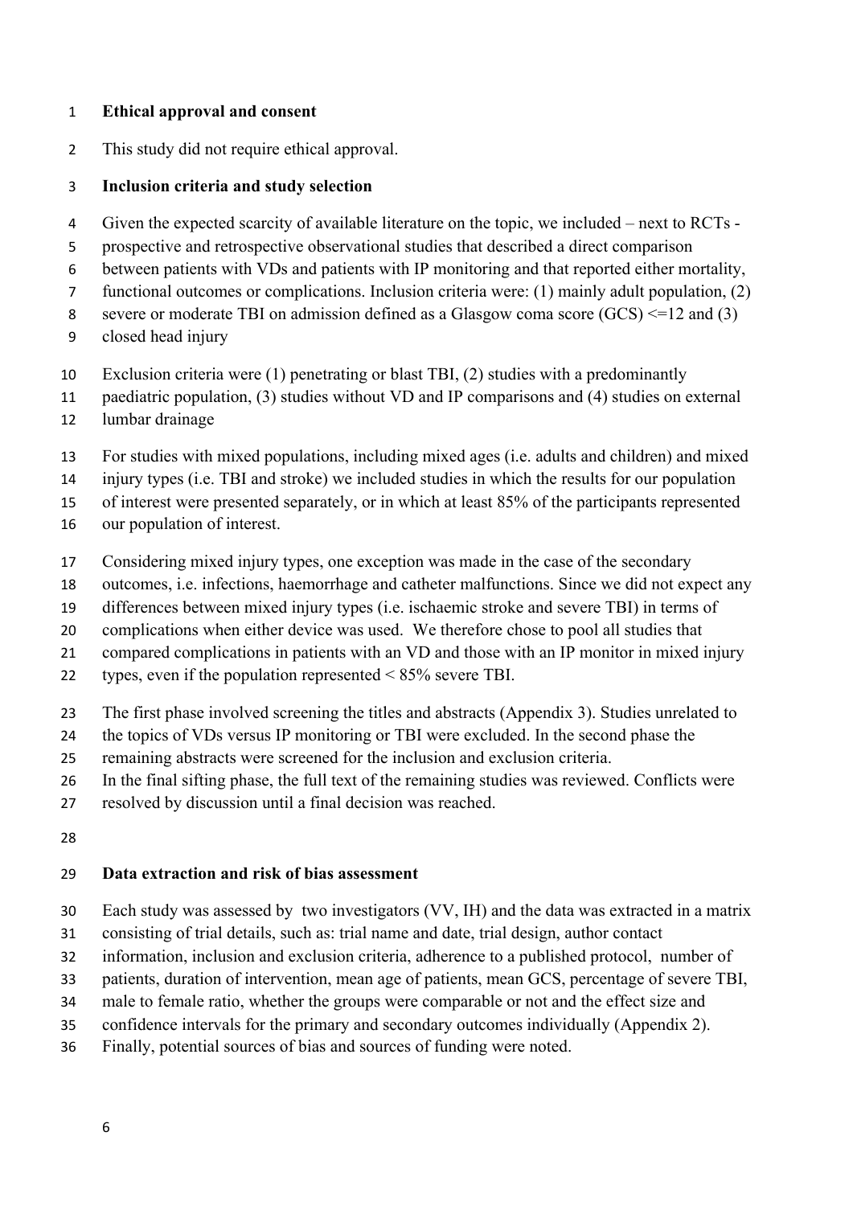**Ethical approval and consent**

This study did not require ethical approval.

**Inclusion criteria and study selection**

Given the expected scarcity of available literature on the topic, we included – next to RCTs - prospective and retrospective observational studies that described a direct comparison between patients with VDs and patients with IP monitoring and that reported either mortality, functional outcomes or complications. Inclusion criteria were: (1) mainly adult population, (2) severe or moderate TBI on admission defined as a Glasgow coma score (GCS) <=12 and (3) closed head injury

Exclusion criteria were (1) penetrating or blast TBI, (2) studies with a predominantly paediatric population, (3) studies without VD and IP comparisons and (4) studies on external lumbar drainage

For studies with mixed populations, including mixed ages (i.e. adults and children) and mixed injury types (i.e. TBI and stroke) we included studies in which the results for our population of interest were presented separately, or in which at least 85% of the participants represented our population of interest.

Considering mixed injury types, one exception was made in the case of the secondary outcomes, i.e. infections, haemorrhage and catheter malfunctions. Since we did not expect any differences between mixed injury types (i.e. ischaemic stroke and severe TBI) in terms of complications when either device was used. We therefore chose to pool all studies that compared complications in patients with an VD and those with an IP monitor in mixed injury types, even if the population represented < 85% severe TBI.

The first phase involved screening the titles and abstracts (Appendix 3). Studies unrelated to the topics of VDs versus IP monitoring or TBI were excluded. In the second phase the remaining abstracts were screened for the inclusion and exclusion criteria.
In the final sifting phase, the full text of the remaining studies was reviewed. Conflicts were resolved by discussion until a final decision was reached.

**Data extraction and risk of bias assessment**

Each study was assessed by two investigators (VV, IH) and the data was extracted in a matrix consisting of trial details, such as: trial name and date, trial design, author contact information, inclusion and exclusion criteria, adherence to a published protocol, number of patients, duration of intervention, mean age of patients, mean GCS, percentage of severe TBI, male to female ratio, whether the groups were comparable or not and the effect size and confidence intervals for the primary and secondary outcomes individually (Appendix 2).
Finally, potential sources of bias and sources of funding were noted.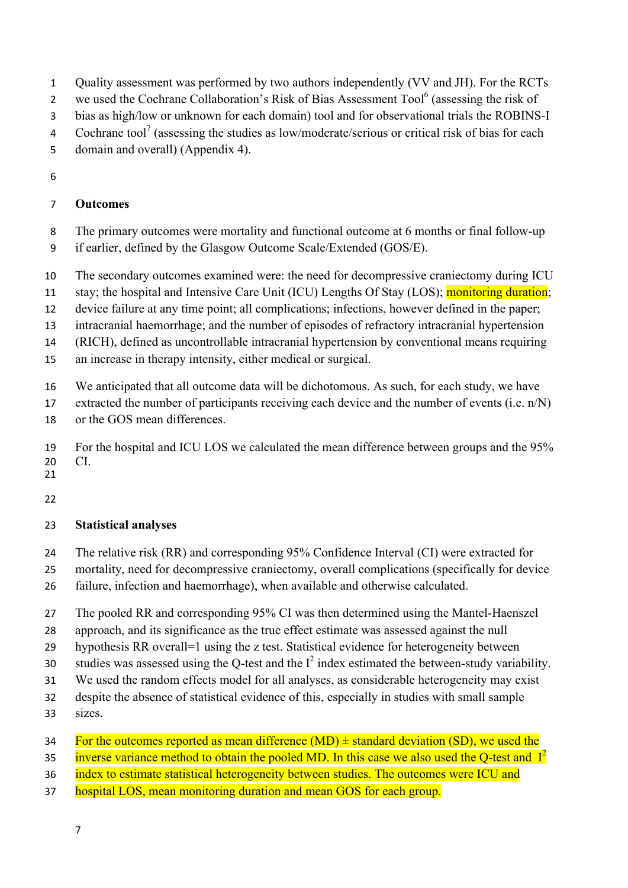Quality assessment was performed by two authors independently (VV and JH). For the RCTs we used the Cochrane Collaboration's Risk of Bias Assessment Tool[6] (assessing the risk of bias as high/low or unknown for each domain) tool and for observational trials the ROBINS-I Cochrane tool[7] (assessing the studies as low/moderate/serious or critical risk of bias for each domain and overall) (Appendix 4).

## Outcomes

The primary outcomes were mortality and functional outcome at 6 months or final follow-up if earlier, defined by the Glasgow Outcome Scale/Extended (GOS/E).

The secondary outcomes examined were: the need for decompressive craniectomy during ICU stay; the hospital and Intensive Care Unit (ICU) Lengths Of Stay (LOS); monitoring duration; device failure at any time point; all complications; infections, however defined in the paper; intracranial haemorrhage; and the number of episodes of refractory intracranial hypertension (RICH), defined as uncontrollable intracranial hypertension by conventional means requiring an increase in therapy intensity, either medical or surgical.

We anticipated that all outcome data will be dichotomous. As such, for each study, we have extracted the number of participants receiving each device and the number of events (i.e. n/N) or the GOS mean differences.

For the hospital and ICU LOS we calculated the mean difference between groups and the 95% CI.

## Statistical analyses

The relative risk (RR) and corresponding 95% Confidence Interval (CI) were extracted for mortality, need for decompressive craniectomy, overall complications (specifically for device failure, infection and haemorrhage), when available and otherwise calculated.

The pooled RR and corresponding 95% CI was then determined using the Mantel-Haenszel approach, and its significance as the true effect estimate was assessed against the null hypothesis RR overall=1 using the z test. Statistical evidence for heterogeneity between studies was assessed using the Q-test and the $I^2$ index estimated the between-study variability. We used the random effects model for all analyses, as considerable heterogeneity may exist despite the absence of statistical evidence of this, especially in studies with small sample sizes.

For the outcomes reported as mean difference (MD) ± standard deviation (SD), we used the inverse variance method to obtain the pooled MD. In this case we also used the Q-test and $I^2$ index to estimate statistical heterogeneity between studies. The outcomes were ICU and hospital LOS, mean monitoring duration and mean GOS for each group.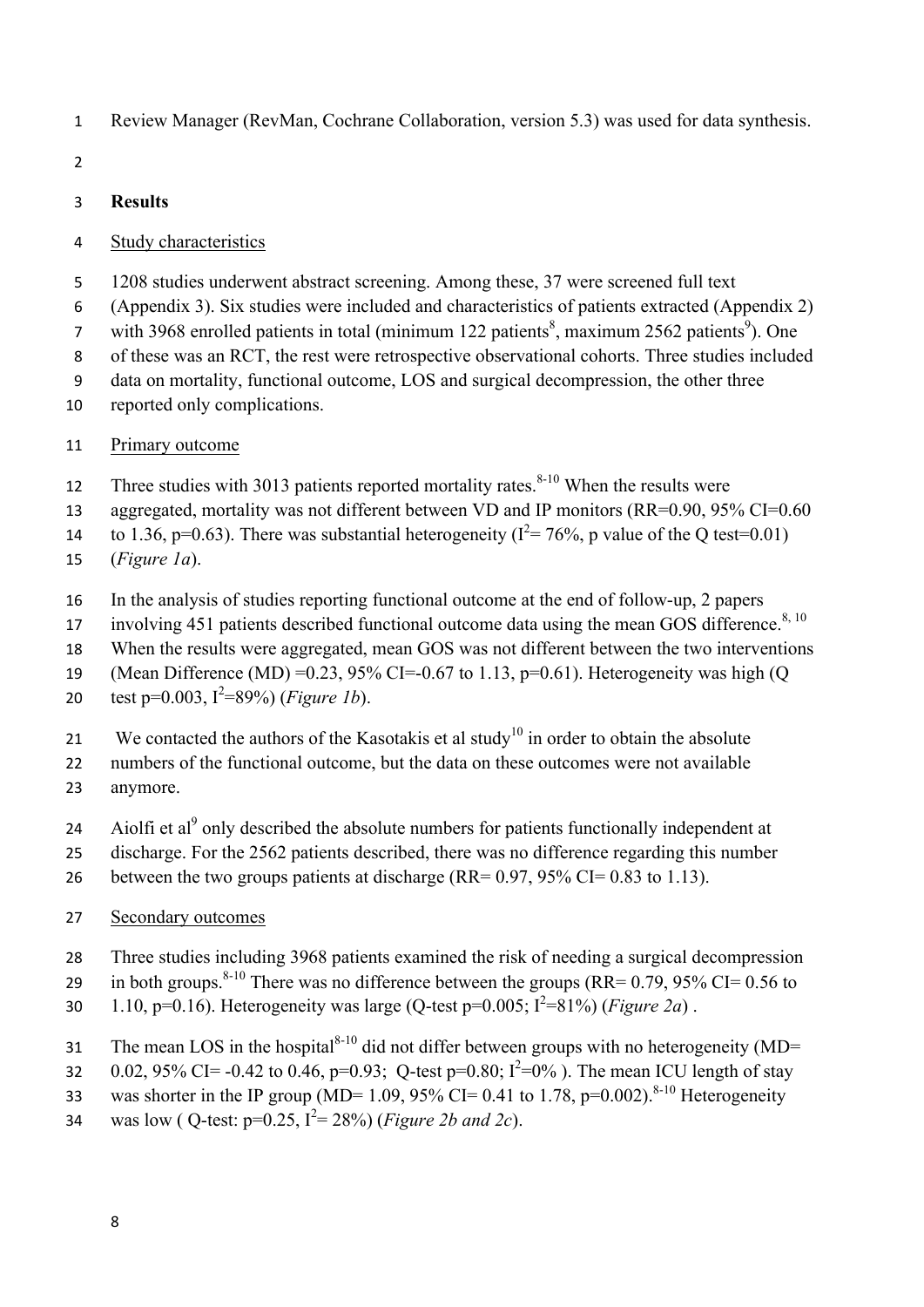Review Manager (RevMan, Cochrane Collaboration, version 5.3) was used for data synthesis.

## Results

### Study characteristics

1208 studies underwent abstract screening. Among these, 37 were screened full text (Appendix 3). Six studies were included and characteristics of patients extracted (Appendix 2) with 3968 enrolled patients in total (minimum 122 patients[8], maximum 2562 patients[9]). One of these was an RCT, the rest were retrospective observational cohorts. Three studies included data on mortality, functional outcome, LOS and surgical decompression, the other three reported only complications.

### Primary outcome

Three studies with 3013 patients reported mortality rates.[8-10] When the results were aggregated, mortality was not different between VD and IP monitors (RR=0.90, 95% CI=0.60 to 1.36, p=0.63). There was substantial heterogeneity ($I^2$= 76%, p value of the Q test=0.01) (*Figure 1a*).

In the analysis of studies reporting functional outcome at the end of follow-up, 2 papers involving 451 patients described functional outcome data using the mean GOS difference.[8, 10] When the results were aggregated, mean GOS was not different between the two interventions (Mean Difference (MD) =0.23, 95% CI=-0.67 to 1.13, p=0.61). Heterogeneity was high (Q test p=0.003, $I^2$=89%) (*Figure 1b*).

We contacted the authors of the Kasotakis et al study[10] in order to obtain the absolute numbers of the functional outcome, but the data on these outcomes were not available anymore.

Aiolfi et al[9] only described the absolute numbers for patients functionally independent at discharge. For the 2562 patients described, there was no difference regarding this number between the two groups patients at discharge (RR= 0.97, 95% CI= 0.83 to 1.13).

### Secondary outcomes

Three studies including 3968 patients examined the risk of needing a surgical decompression in both groups.[8-10] There was no difference between the groups (RR= 0.79, 95% CI= 0.56 to 1.10, p=0.16). Heterogeneity was large (Q-test p=0.005; $I^2$=81%) (*Figure 2a*) .

The mean LOS in the hospital[8-10] did not differ between groups with no heterogeneity (MD= 0.02, 95% CI= -0.42 to 0.46, p=0.93; Q-test p=0.80; $I^2$=0% ). The mean ICU length of stay was shorter in the IP group (MD= 1.09, 95% CI= 0.41 to 1.78, p=0.002).[8-10] Heterogeneity was low ( Q-test: p=0.25, $I^2$= 28%) (*Figure 2b and 2c*).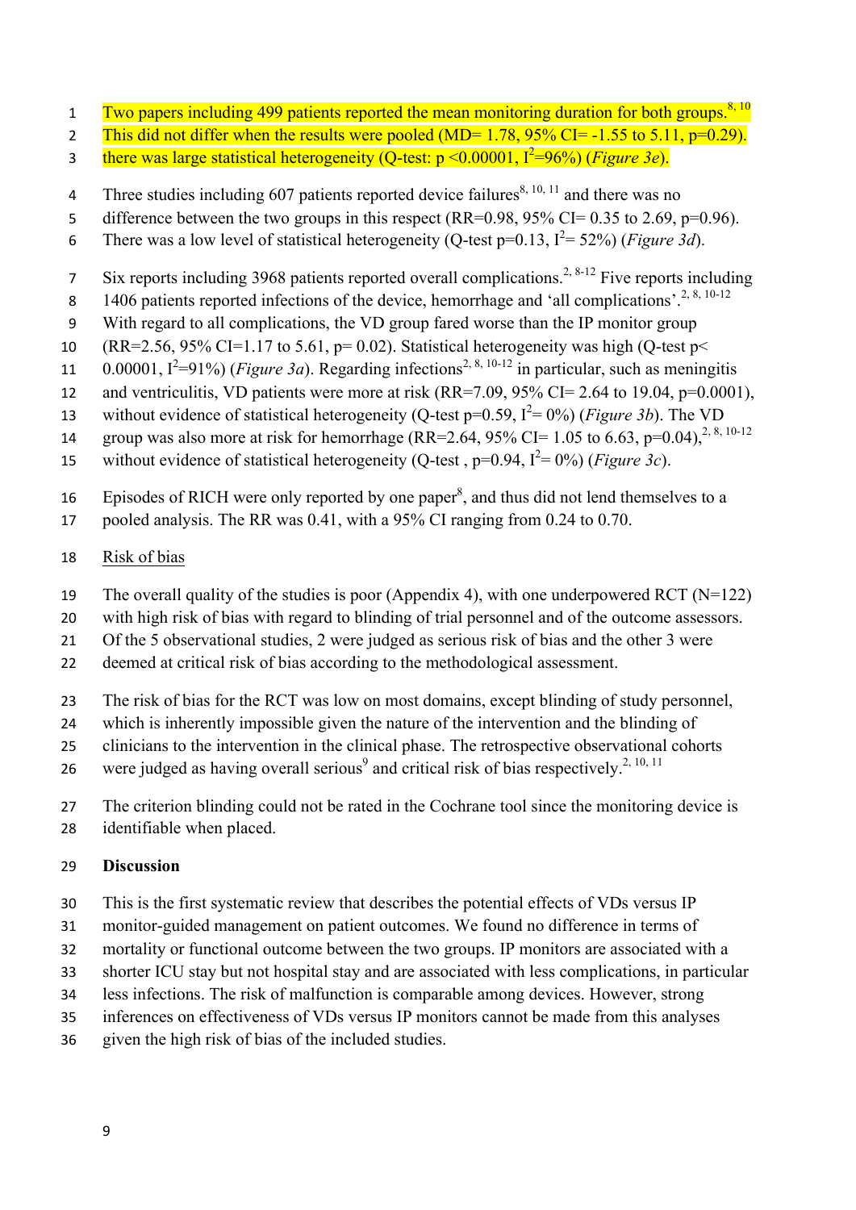Two papers including 499 patients reported the mean monitoring duration for both groups.[8, 10] This did not differ when the results were pooled (MD= 1.78, 95% CI= -1.55 to 5.11, p=0.29). there was large statistical heterogeneity (Q-test: p <0.00001, $I^2$=96%) (*Figure 3e*).

Three studies including 607 patients reported device failures[8, 10, 11] and there was no difference between the two groups in this respect (RR=0.98, 95% CI= 0.35 to 2.69, p=0.96). There was a low level of statistical heterogeneity (Q-test p=0.13, $I^2$= 52%) (*Figure 3d*).

Six reports including 3968 patients reported overall complications.[2, 8-12] Five reports including 1406 patients reported infections of the device, hemorrhage and 'all complications'.[2, 8, 10-12] With regard to all complications, the VD group fared worse than the IP monitor group (RR=2.56, 95% CI=1.17 to 5.61, p= 0.02). Statistical heterogeneity was high (Q-test p< 0.00001, $I^2$=91%) (*Figure 3a*). Regarding infections[2, 8, 10-12] in particular, such as meningitis and ventriculitis, VD patients were more at risk (RR=7.09, 95% CI= 2.64 to 19.04, p=0.0001), without evidence of statistical heterogeneity (Q-test p=0.59, $I^2$= 0%) (*Figure 3b*). The VD group was also more at risk for hemorrhage (RR=2.64, 95% CI= 1.05 to 6.63, p=0.04),[2, 8, 10-12] without evidence of statistical heterogeneity (Q-test , p=0.94, $I^2$= 0%) (*Figure 3c*).

Episodes of RICH were only reported by one paper[8], and thus did not lend themselves to a pooled analysis. The RR was 0.41, with a 95% CI ranging from 0.24 to 0.70.

Risk of bias

The overall quality of the studies is poor (Appendix 4), with one underpowered RCT (N=122) with high risk of bias with regard to blinding of trial personnel and of the outcome assessors. Of the 5 observational studies, 2 were judged as serious risk of bias and the other 3 were deemed at critical risk of bias according to the methodological assessment.

The risk of bias for the RCT was low on most domains, except blinding of study personnel, which is inherently impossible given the nature of the intervention and the blinding of clinicians to the intervention in the clinical phase. The retrospective observational cohorts were judged as having overall serious[9] and critical risk of bias respectively.[2, 10, 11]

The criterion blinding could not be rated in the Cochrane tool since the monitoring device is identifiable when placed.

**Discussion**

This is the first systematic review that describes the potential effects of VDs versus IP monitor-guided management on patient outcomes. We found no difference in terms of mortality or functional outcome between the two groups. IP monitors are associated with a shorter ICU stay but not hospital stay and are associated with less complications, in particular less infections. The risk of malfunction is comparable among devices. However, strong inferences on effectiveness of VDs versus IP monitors cannot be made from this analyses given the high risk of bias of the included studies.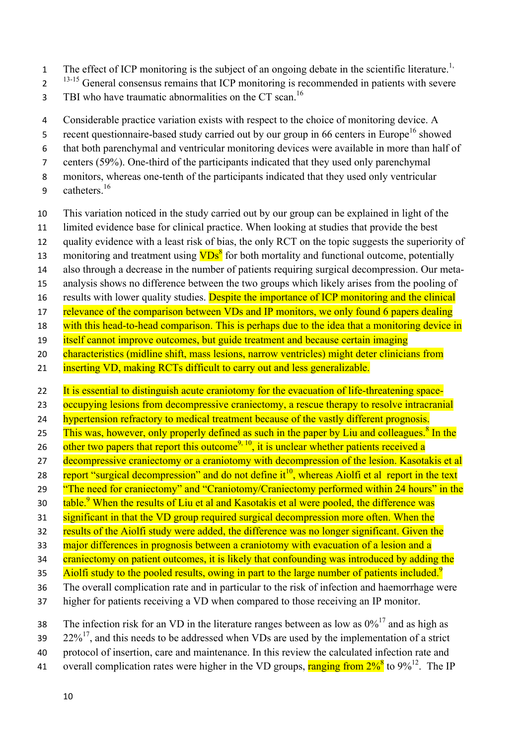The effect of ICP monitoring is the subject of an ongoing debate in the scientific literature.[1, 13-15] General consensus remains that ICP monitoring is recommended in patients with severe TBI who have traumatic abnormalities on the CT scan.[16]

Considerable practice variation exists with respect to the choice of monitoring device. A recent questionnaire-based study carried out by our group in 66 centers in Europe[16] showed that both parenchymal and ventricular monitoring devices were available in more than half of centers (59%). One-third of the participants indicated that they used only parenchymal monitors, whereas one-tenth of the participants indicated that they used only ventricular catheters.[16]

This variation noticed in the study carried out by our group can be explained in light of the limited evidence base for clinical practice. When looking at studies that provide the best quality evidence with a least risk of bias, the only RCT on the topic suggests the superiority of monitoring and treatment using VDs[8] for both mortality and functional outcome, potentially also through a decrease in the number of patients requiring surgical decompression. Our meta-analysis shows no difference between the two groups which likely arises from the pooling of results with lower quality studies. Despite the importance of ICP monitoring and the clinical relevance of the comparison between VDs and IP monitors, we only found 6 papers dealing with this head-to-head comparison. This is perhaps due to the idea that a monitoring device in itself cannot improve outcomes, but guide treatment and because certain imaging characteristics (midline shift, mass lesions, narrow ventricles) might deter clinicians from inserting VD, making RCTs difficult to carry out and less generalizable.

It is essential to distinguish acute craniotomy for the evacuation of life-threatening space-occupying lesions from decompressive craniectomy, a rescue therapy to resolve intracranial hypertension refractory to medical treatment because of the vastly different prognosis. This was, however, only properly defined as such in the paper by Liu and colleagues.[8] In the other two papers that report this outcome[9, 10], it is unclear whether patients received a decompressive craniectomy or a craniotomy with decompression of the lesion. Kasotakis et al report "surgical decompression" and do not define it[10], whereas Aiolfi et al report in the text "The need for craniectomy" and "Craniotomy/Craniectomy performed within 24 hours" in the table.[9] When the results of Liu et al and Kasotakis et al were pooled, the difference was significant in that the VD group required surgical decompression more often. When the results of the Aiolfi study were added, the difference was no longer significant. Given the major differences in prognosis between a craniotomy with evacuation of a lesion and a craniectomy on patient outcomes, it is likely that confounding was introduced by adding the Aiolfi study to the pooled results, owing in part to the large number of patients included.[9] The overall complication rate and in particular to the risk of infection and haemorrhage were higher for patients receiving a VD when compared to those receiving an IP monitor.

The infection risk for an VD in the literature ranges between as low as 0%[17] and as high as 22%[17], and this needs to be addressed when VDs are used by the implementation of a strict protocol of insertion, care and maintenance. In this review the calculated infection rate and overall complication rates were higher in the VD groups, ranging from 2%[8] to 9%[12]. The IP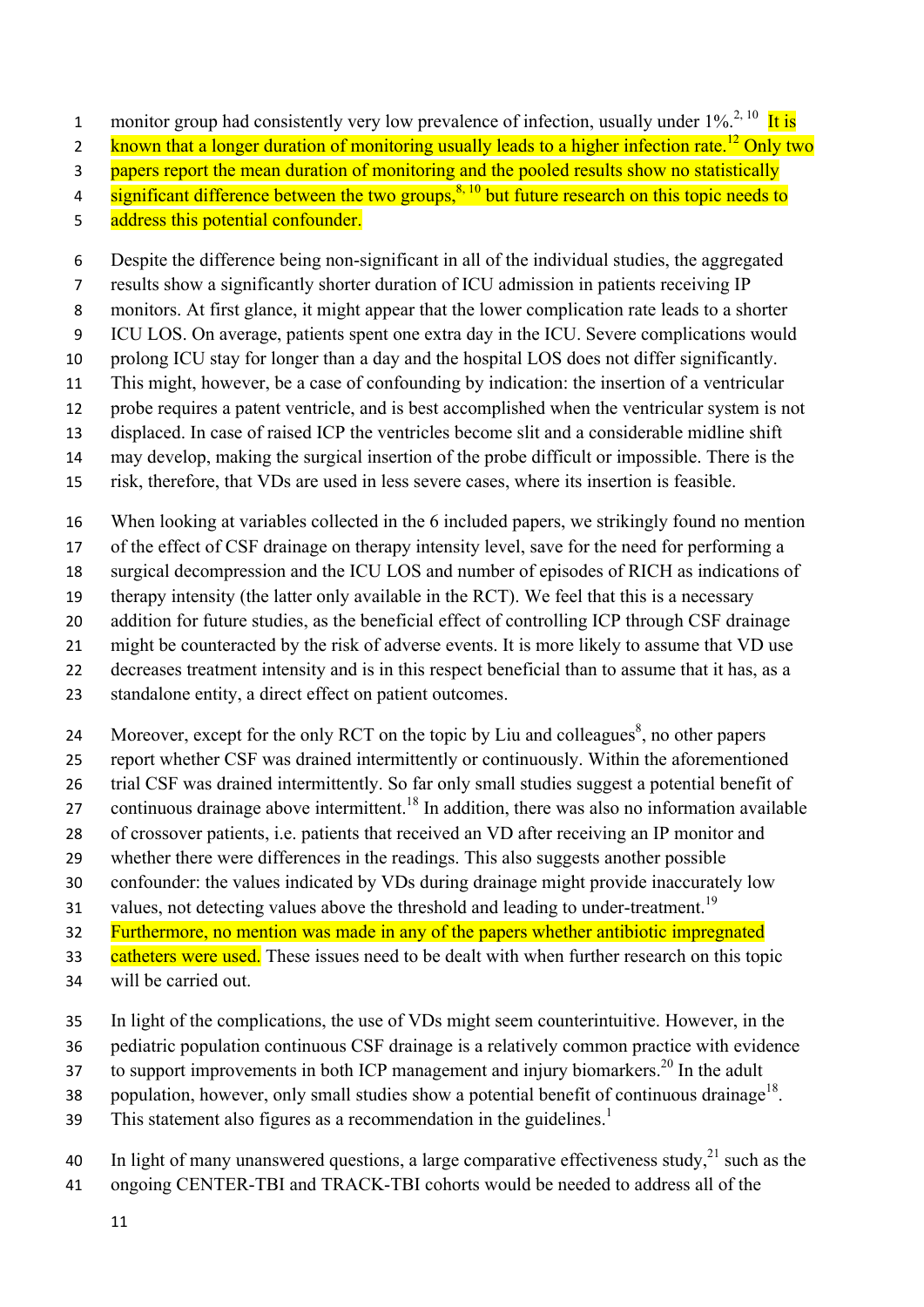monitor group had consistently very low prevalence of infection, usually under 1%.[2, 10] It is known that a longer duration of monitoring usually leads to a higher infection rate.[12] Only two papers report the mean duration of monitoring and the pooled results show no statistically significant difference between the two groups,[8, 10] but future research on this topic needs to address this potential confounder.

Despite the difference being non-significant in all of the individual studies, the aggregated results show a significantly shorter duration of ICU admission in patients receiving IP monitors. At first glance, it might appear that the lower complication rate leads to a shorter ICU LOS. On average, patients spent one extra day in the ICU. Severe complications would prolong ICU stay for longer than a day and the hospital LOS does not differ significantly. This might, however, be a case of confounding by indication: the insertion of a ventricular probe requires a patent ventricle, and is best accomplished when the ventricular system is not displaced. In case of raised ICP the ventricles become slit and a considerable midline shift may develop, making the surgical insertion of the probe difficult or impossible. There is the risk, therefore, that VDs are used in less severe cases, where its insertion is feasible.

When looking at variables collected in the 6 included papers, we strikingly found no mention of the effect of CSF drainage on therapy intensity level, save for the need for performing a surgical decompression and the ICU LOS and number of episodes of RICH as indications of therapy intensity (the latter only available in the RCT). We feel that this is a necessary addition for future studies, as the beneficial effect of controlling ICP through CSF drainage might be counteracted by the risk of adverse events. It is more likely to assume that VD use decreases treatment intensity and is in this respect beneficial than to assume that it has, as a standalone entity, a direct effect on patient outcomes.

Moreover, except for the only RCT on the topic by Liu and colleagues[8], no other papers report whether CSF was drained intermittently or continuously. Within the aforementioned trial CSF was drained intermittently. So far only small studies suggest a potential benefit of continuous drainage above intermittent.[18] In addition, there was also no information available of crossover patients, i.e. patients that received an VD after receiving an IP monitor and whether there were differences in the readings. This also suggests another possible confounder: the values indicated by VDs during drainage might provide inaccurately low values, not detecting values above the threshold and leading to under-treatment.[19] Furthermore, no mention was made in any of the papers whether antibiotic impregnated catheters were used. These issues need to be dealt with when further research on this topic will be carried out.

In light of the complications, the use of VDs might seem counterintuitive. However, in the pediatric population continuous CSF drainage is a relatively common practice with evidence to support improvements in both ICP management and injury biomarkers.[20] In the adult population, however, only small studies show a potential benefit of continuous drainage[18]. This statement also figures as a recommendation in the guidelines.[1]

In light of many unanswered questions, a large comparative effectiveness study,[21] such as the ongoing CENTER-TBI and TRACK-TBI cohorts would be needed to address all of the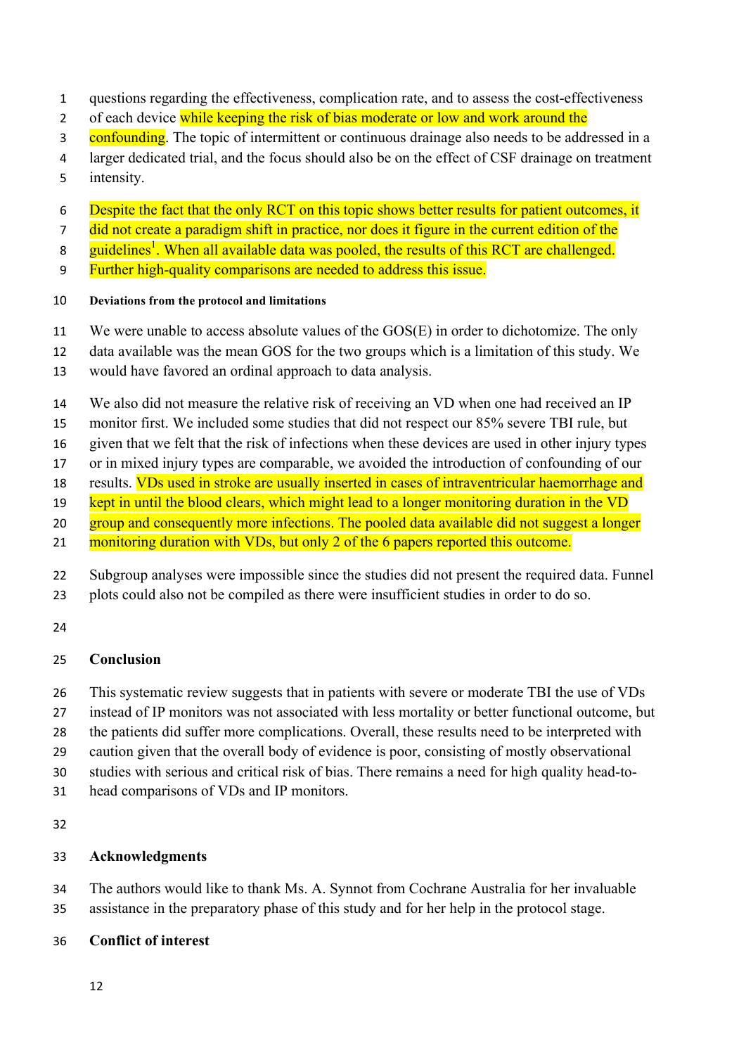questions regarding the effectiveness, complication rate, and to assess the cost-effectiveness of each device while keeping the risk of bias moderate or low and work around the confounding. The topic of intermittent or continuous drainage also needs to be addressed in a larger dedicated trial, and the focus should also be on the effect of CSF drainage on treatment intensity.

Despite the fact that the only RCT on this topic shows better results for patient outcomes, it did not create a paradigm shift in practice, nor does it figure in the current edition of the guidelines[1]. When all available data was pooled, the results of this RCT are challenged. Further high-quality comparisons are needed to address this issue.

#### Deviations from the protocol and limitations

We were unable to access absolute values of the GOS(E) in order to dichotomize. The only data available was the mean GOS for the two groups which is a limitation of this study. We would have favored an ordinal approach to data analysis.

We also did not measure the relative risk of receiving an VD when one had received an IP monitor first. We included some studies that did not respect our 85% severe TBI rule, but given that we felt that the risk of infections when these devices are used in other injury types or in mixed injury types are comparable, we avoided the introduction of confounding of our results. VDs used in stroke are usually inserted in cases of intraventricular haemorrhage and kept in until the blood clears, which might lead to a longer monitoring duration in the VD group and consequently more infections. The pooled data available did not suggest a longer monitoring duration with VDs, but only 2 of the 6 papers reported this outcome.

Subgroup analyses were impossible since the studies did not present the required data. Funnel plots could also not be compiled as there were insufficient studies in order to do so.

### Conclusion

This systematic review suggests that in patients with severe or moderate TBI the use of VDs instead of IP monitors was not associated with less mortality or better functional outcome, but the patients did suffer more complications. Overall, these results need to be interpreted with caution given that the overall body of evidence is poor, consisting of mostly observational studies with serious and critical risk of bias. There remains a need for high quality head-to-head comparisons of VDs and IP monitors.

### Acknowledgments

The authors would like to thank Ms. A. Synnot from Cochrane Australia for her invaluable assistance in the preparatory phase of this study and for her help in the protocol stage.

### Conflict of interest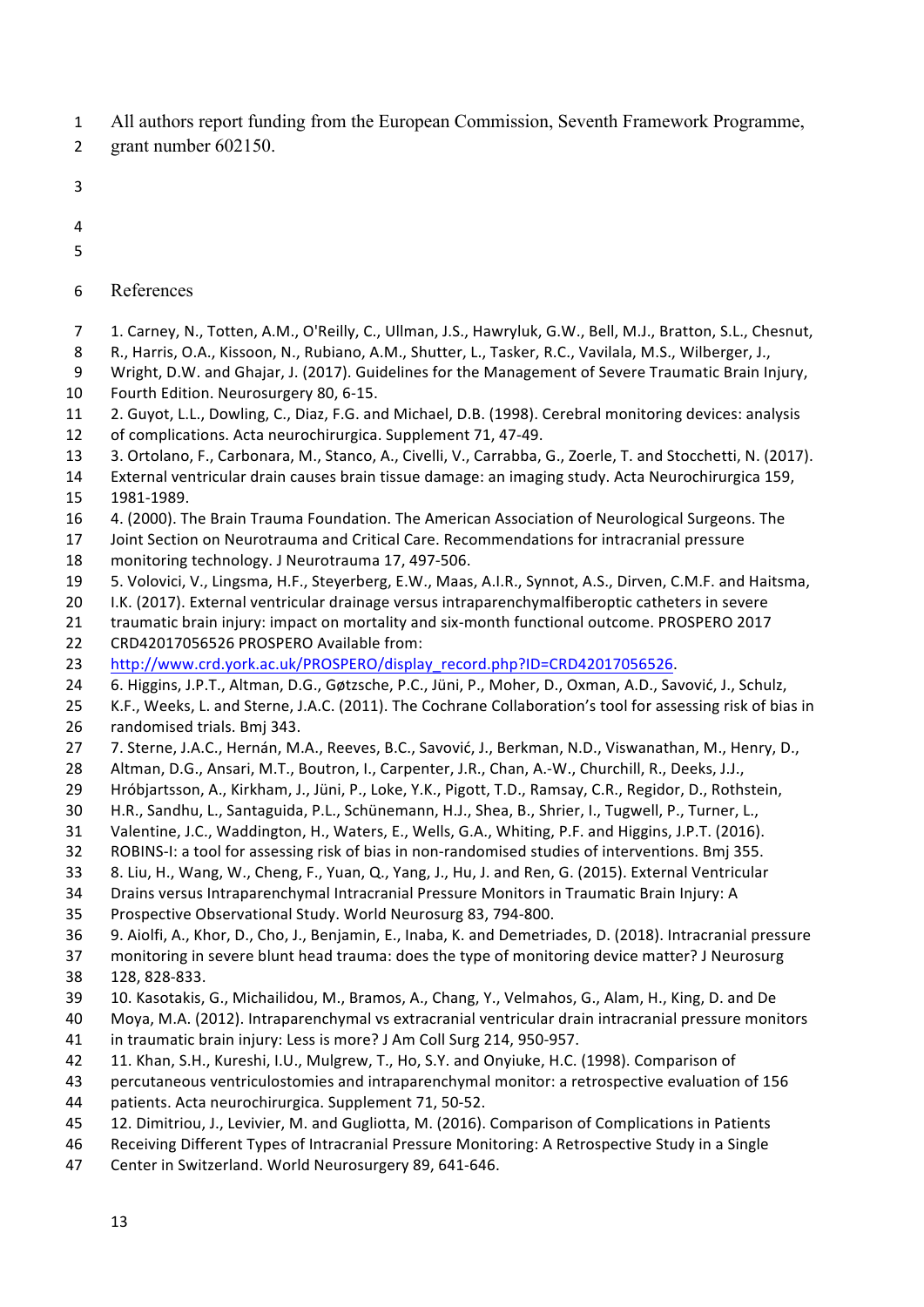All authors report funding from the European Commission, Seventh Framework Programme, grant number 602150.

## References

1. Carney, N., Totten, A.M., O'Reilly, C., Ullman, J.S., Hawryluk, G.W., Bell, M.J., Bratton, S.L., Chesnut, R., Harris, O.A., Kissoon, N., Rubiano, A.M., Shutter, L., Tasker, R.C., Vavilala, M.S., Wilberger, J., Wright, D.W. and Ghajar, J. (2017). Guidelines for the Management of Severe Traumatic Brain Injury, Fourth Edition. Neurosurgery 80, 6-15.
2. Guyot, L.L., Dowling, C., Diaz, F.G. and Michael, D.B. (1998). Cerebral monitoring devices: analysis of complications. Acta neurochirurgica. Supplement 71, 47-49.
3. Ortolano, F., Carbonara, M., Stanco, A., Civelli, V., Carrabba, G., Zoerle, T. and Stocchetti, N. (2017). External ventricular drain causes brain tissue damage: an imaging study. Acta Neurochirurgica 159, 1981-1989.
4. (2000). The Brain Trauma Foundation. The American Association of Neurological Surgeons. The Joint Section on Neurotrauma and Critical Care. Recommendations for intracranial pressure monitoring technology. J Neurotrauma 17, 497-506.
5. Volovici, V., Lingsma, H.F., Steyerberg, E.W., Maas, A.I.R., Synnot, A.S., Dirven, C.M.F. and Haitsma, I.K. (2017). External ventricular drainage versus intraparenchymalfiberoptic catheters in severe traumatic brain injury: impact on mortality and six-month functional outcome. PROSPERO 2017 CRD42017056526 PROSPERO Available from: http://www.crd.york.ac.uk/PROSPERO/display_record.php?ID=CRD42017056526.
6. Higgins, J.P.T., Altman, D.G., Gøtzsche, P.C., Jüni, P., Moher, D., Oxman, A.D., Savović, J., Schulz, K.F., Weeks, L. and Sterne, J.A.C. (2011). The Cochrane Collaboration's tool for assessing risk of bias in randomised trials. Bmj 343.
7. Sterne, J.A.C., Hernán, M.A., Reeves, B.C., Savović, J., Berkman, N.D., Viswanathan, M., Henry, D., Altman, D.G., Ansari, M.T., Boutron, I., Carpenter, J.R., Chan, A.-W., Churchill, R., Deeks, J.J., Hróbjartsson, A., Kirkham, J., Jüni, P., Loke, Y.K., Pigott, T.D., Ramsay, C.R., Regidor, D., Rothstein, H.R., Sandhu, L., Santaguida, P.L., Schünemann, H.J., Shea, B., Shrier, I., Tugwell, P., Turner, L., Valentine, J.C., Waddington, H., Waters, E., Wells, G.A., Whiting, P.F. and Higgins, J.P.T. (2016). ROBINS-I: a tool for assessing risk of bias in non-randomised studies of interventions. Bmj 355.
8. Liu, H., Wang, W., Cheng, F., Yuan, Q., Yang, J., Hu, J. and Ren, G. (2015). External Ventricular Drains versus Intraparenchymal Intracranial Pressure Monitors in Traumatic Brain Injury: A Prospective Observational Study. World Neurosurg 83, 794-800.
9. Aiolfi, A., Khor, D., Cho, J., Benjamin, E., Inaba, K. and Demetriades, D. (2018). Intracranial pressure monitoring in severe blunt head trauma: does the type of monitoring device matter? J Neurosurg 128, 828-833.
10. Kasotakis, G., Michailidou, M., Bramos, A., Chang, Y., Velmahos, G., Alam, H., King, D. and De Moya, M.A. (2012). Intraparenchymal vs extracranial ventricular drain intracranial pressure monitors in traumatic brain injury: Less is more? J Am Coll Surg 214, 950-957.
11. Khan, S.H., Kureshi, I.U., Mulgrew, T., Ho, S.Y. and Onyiuke, H.C. (1998). Comparison of percutaneous ventriculostomies and intraparenchymal monitor: a retrospective evaluation of 156 patients. Acta neurochirurgica. Supplement 71, 50-52.
12. Dimitriou, J., Levivier, M. and Gugliotta, M. (2016). Comparison of Complications in Patients Receiving Different Types of Intracranial Pressure Monitoring: A Retrospective Study in a Single Center in Switzerland. World Neurosurgery 89, 641-646.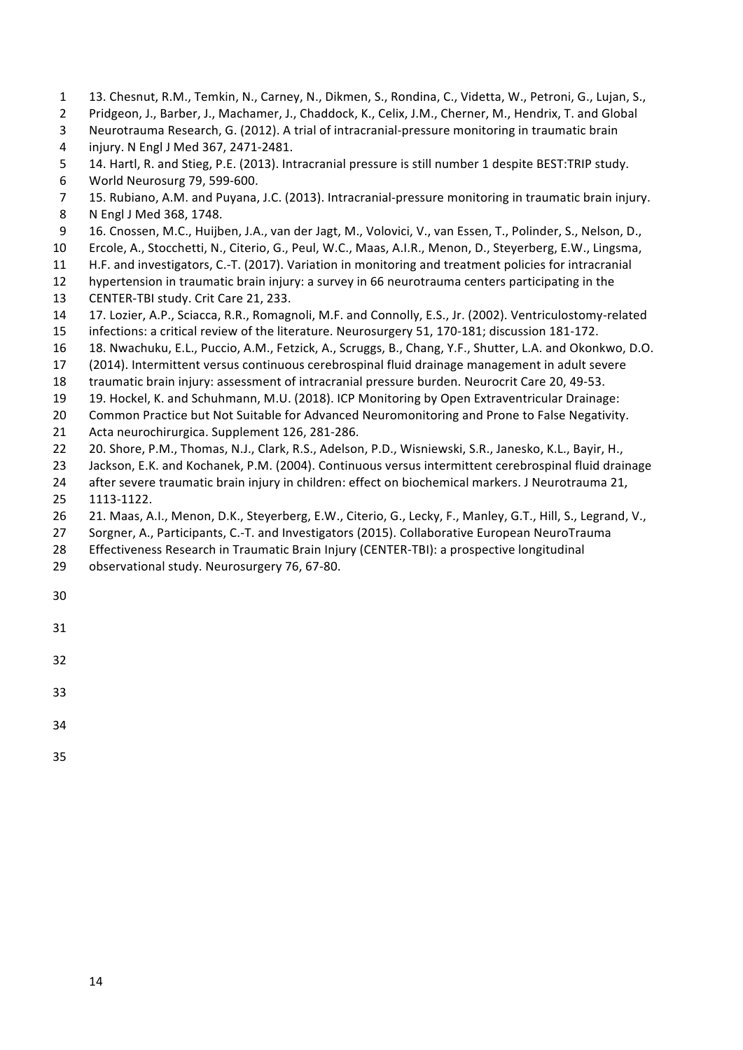13. Chesnut, R.M., Temkin, N., Carney, N., Dikmen, S., Rondina, C., Videtta, W., Petroni, G., Lujan, S., Pridgeon, J., Barber, J., Machamer, J., Chaddock, K., Celix, J.M., Cherner, M., Hendrix, T. and Global Neurotrauma Research, G. (2012). A trial of intracranial-pressure monitoring in traumatic brain injury. N Engl J Med 367, 2471-2481.

14. Hartl, R. and Stieg, P.E. (2013). Intracranial pressure is still number 1 despite BEST:TRIP study. World Neurosurg 79, 599-600.

15. Rubiano, A.M. and Puyana, J.C. (2013). Intracranial-pressure monitoring in traumatic brain injury. N Engl J Med 368, 1748.

16. Cnossen, M.C., Huijben, J.A., van der Jagt, M., Volovici, V., van Essen, T., Polinder, S., Nelson, D., Ercole, A., Stocchetti, N., Citerio, G., Peul, W.C., Maas, A.I.R., Menon, D., Steyerberg, E.W., Lingsma, H.F. and investigators, C.-T. (2017). Variation in monitoring and treatment policies for intracranial hypertension in traumatic brain injury: a survey in 66 neurotrauma centers participating in the CENTER-TBI study. Crit Care 21, 233.

17. Lozier, A.P., Sciacca, R.R., Romagnoli, M.F. and Connolly, E.S., Jr. (2002). Ventriculostomy-related infections: a critical review of the literature. Neurosurgery 51, 170-181; discussion 181-172.

18. Nwachuku, E.L., Puccio, A.M., Fetzick, A., Scruggs, B., Chang, Y.F., Shutter, L.A. and Okonkwo, D.O. (2014). Intermittent versus continuous cerebrospinal fluid drainage management in adult severe traumatic brain injury: assessment of intracranial pressure burden. Neurocrit Care 20, 49-53.

19. Hockel, K. and Schuhmann, M.U. (2018). ICP Monitoring by Open Extraventricular Drainage: Common Practice but Not Suitable for Advanced Neuromonitoring and Prone to False Negativity. Acta neurochirurgica. Supplement 126, 281-286.

20. Shore, P.M., Thomas, N.J., Clark, R.S., Adelson, P.D., Wisniewski, S.R., Janesko, K.L., Bayir, H., Jackson, E.K. and Kochanek, P.M. (2004). Continuous versus intermittent cerebrospinal fluid drainage after severe traumatic brain injury in children: effect on biochemical markers. J Neurotrauma 21, 1113-1122.

21. Maas, A.I., Menon, D.K., Steyerberg, E.W., Citerio, G., Lecky, F., Manley, G.T., Hill, S., Legrand, V., Sorgner, A., Participants, C.-T. and Investigators (2015). Collaborative European NeuroTrauma Effectiveness Research in Traumatic Brain Injury (CENTER-TBI): a prospective longitudinal observational study. Neurosurgery 76, 67-80.